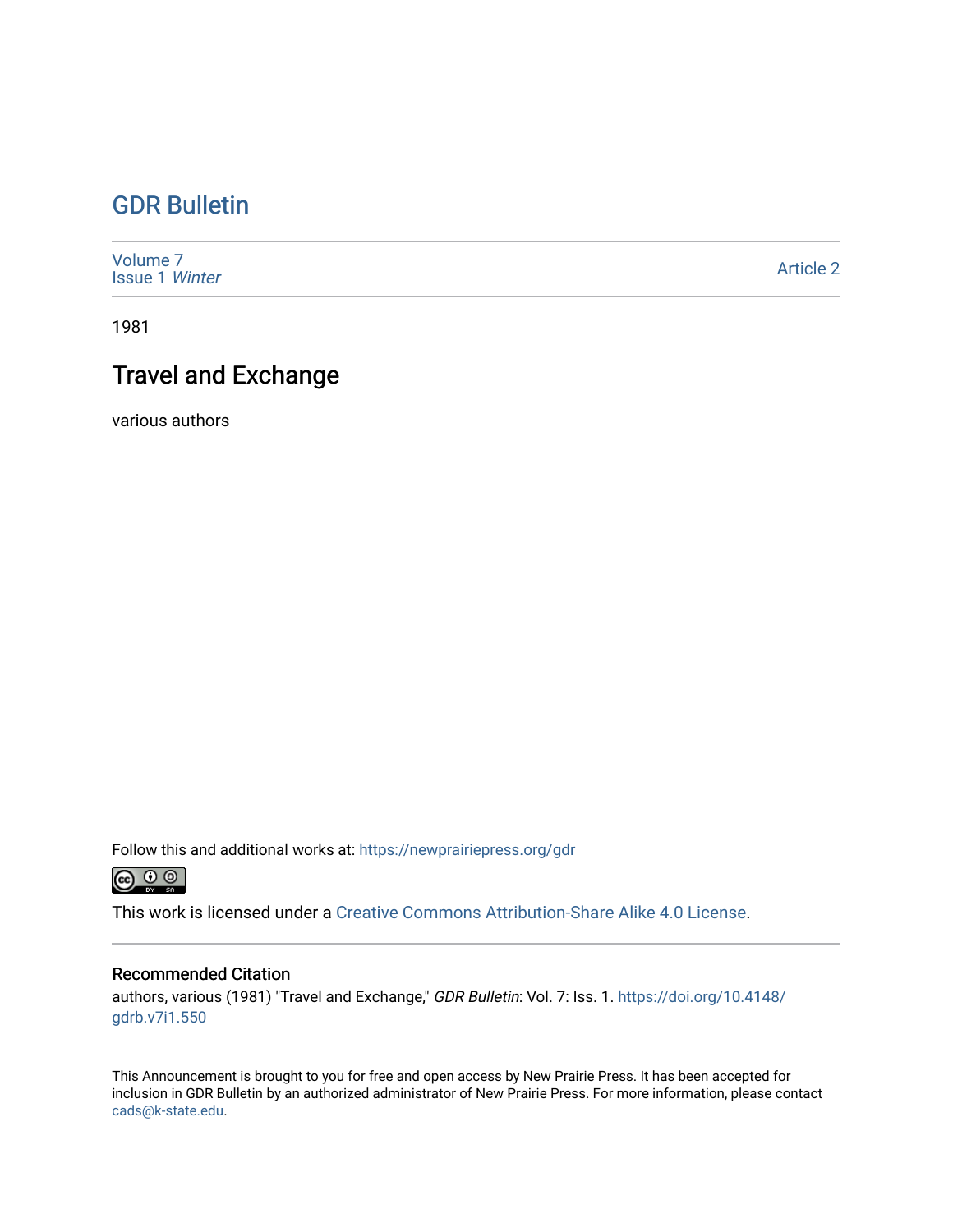# GDR Bulletin

Volume 7
Issue 1 *Winter*

Article 2

1981

## Travel and Exchange

various authors

Follow this and additional works at: https://newprairiepress.org/gdr

This work is licensed under a Creative Commons Attribution-Share Alike 4.0 License.

### Recommended Citation

authors, various (1981) "Travel and Exchange," *GDR Bulletin*: Vol. 7: Iss. 1. https://doi.org/10.4148/gdrb.v7i1.550

This Announcement is brought to you for free and open access by New Prairie Press. It has been accepted for inclusion in GDR Bulletin by an authorized administrator of New Prairie Press. For more information, please contact cads@k-state.edu.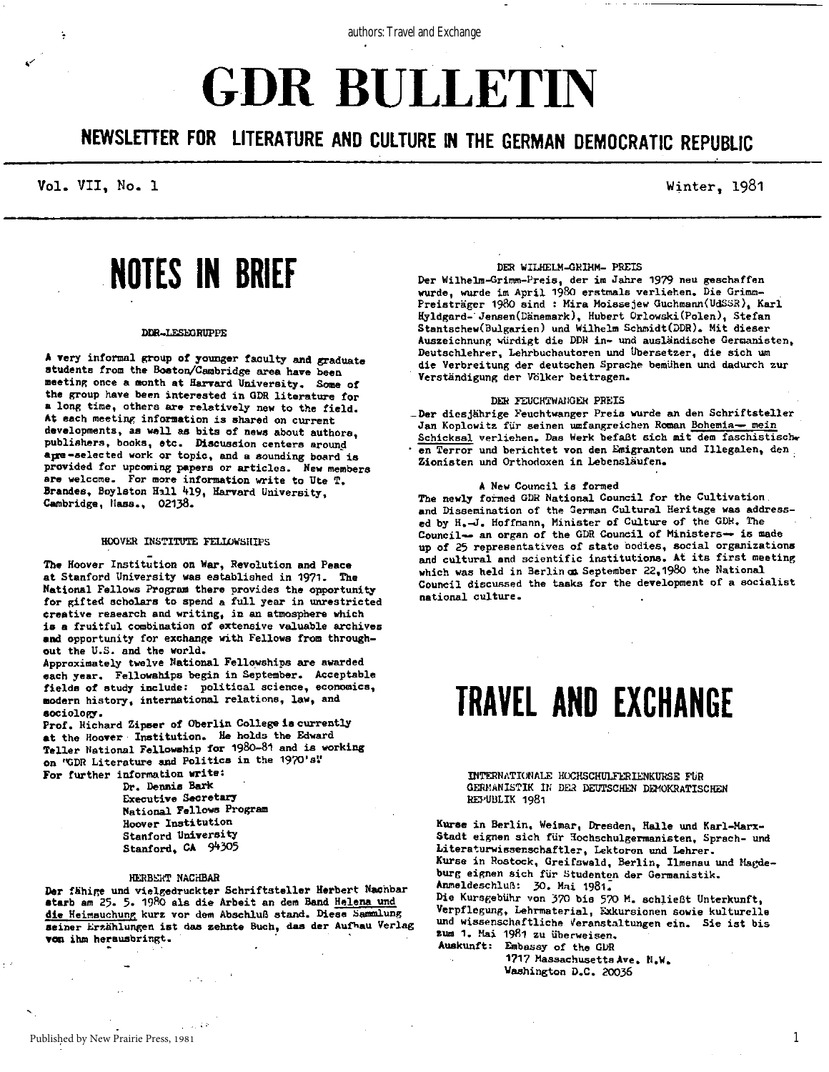# GDR BULLETIN

## NEWSLETTER FOR LITERATURE AND CULTURE IN THE GERMAN DEMOCRATIC REPUBLIC

Vol. VII, No. 1 Winter, 1981

# NOTES IN BRIEF

### DDR-LESEGRUPPE

A very informal group of younger faculty and graduate students from the Boston/Cambridge area have been meeting once a month at Harvard University. Some of the group have been interested in GDR literature for a long time, others are relatively new to the field. At each meeting information is shared on current developments, as well as bits of news about authors, publishers, books, etc. Discussion centers around apre-selected work or topic, and a sounding board is provided for upcoming papers or articles. New members are welcome. For more information write to Ute T. Brandes, Boylston Hall 419, Harvard University, Cambridge, Mass., 02138.

### HOOVER INSTITUTE FELLOWSHIPS

The Hoover Institution on War, Revolution and Peace at Stanford University was established in 1971. The National Fellows Program there provides the opportunity for gifted scholars to spend a full year in unrestricted creative research and writing, in an atmosphere which is a fruitful combination of extensive valuable archives and opportunity for exchange with Fellows from throughout the U.S. and the world.
Approximately twelve National Fellowships are awarded each year. Fellowships begin in September. Acceptable fields of study include: political science, economics, modern history, international relations, law, and sociology.
Prof. Richard Zipser of Oberlin College is currently at the Hoover Institution. He holds the Edward Teller National Fellowship for 1980-81 and is working on "GDR Literature and Politics in the 1970's."
For further information write:

Dr. Dennis Bark
Executive Secretary
National Fellows Program
Hoover Institution
Stanford University
Stanford, CA 94305

### HERBERT NACHBAR

Der fähige und vielgedruckter Schriftsteller Herbert Nachbar starb am 25. 5. 1980 als die Arbeit an dem Band Helena und die Heimsuchung kurz vor dem Abschluß stand. Diese Sammlung seiner Erzählungen ist das zehnte Buch, das der Aufbau Verlag von ihm herausbringt.

### DER WILHELM-GRIMM- PREIS

Der Wilhelm-Grimm-Preis, der im Jahre 1979 neu geschaffen wurde, wurde im April 1980 erstmals verliehen. Die Grimm-Preisträger 1980 sind : Mira Moissejew Guchmann(UdSSR), Karl Hyldgard-Jensen(Dänemark), Hubert Orlowski(Polen), Stefan Stantschew(Bulgarien) und Wilhelm Schmidt(DDR). Mit dieser Auszeichnung würdigt die DDR in- und ausländische Germanisten, Deutschlehrer, Lehrbuchautoren und Übersetzer, die sich um die Verbreitung der deutschen Sprache bemühen und dadurch zur Verständigung der Völker beitragen.

### DER FEUCHTWANGER PREIS

Der diesjährige Feuchtwanger Preis wurde an den Schriftsteller Jan Koplowitz für seinen umfangreichen Roman Bohemia— mein Schicksal verliehen. Das Werk befaßt sich mit dem faschistischen Terror und berichtet von den Emigranten und Illegalen, den Zionisten und Orthodoxen in Lebensläufen.

### A New Council is formed

The newly formed GDR National Council for the Cultivation and Dissemination of the German Cultural Heritage was addressed by H.-J. Hoffmann, Minister of Culture of the GDR. The Council— an organ of the GDR Council of Ministers— is made up of 25 representatives of state bodies, social organizations and cultural and scientific institutions. At its first meeting which was held in Berlin on September 22,1980 the National Council discussed the tasks for the development of a socialist national culture.

# TRAVEL AND EXCHANGE

### INTERNATIONALE HOCHSCHULFERIENKURSE FÜR GERMANISTIK IN DER DEUTSCHEN DEMOKRATISCHEN REPUBLIK 1981

Kurse in Berlin, Weimar, Dresden, Halle und Karl-Marx-Stadt eignen sich für Hochschulgermanisten, Sprach- und Literaturwissenschaftler, Lektoren und Lehrer.
Kurse in Rostock, Greifswald, Berlin, Ilmenau und Magdeburg eignen sich für Studenten der Germanistik.
Anmeldeschluß: 30. Mai 1981.
Die Kursgebühr von 370 bis 570 M. schließt Unterkunft, Verpflegung, Lehrmaterial, Exkursionen sowie kulturelle und wissenschaftliche Veranstaltungen ein. Sie ist bis zum 1. Mai 1981 zu überweisen.
Auskunft: Embassy of the GDR
1717 Massachusetts Ave. N.W.
Washington D.C. 20036